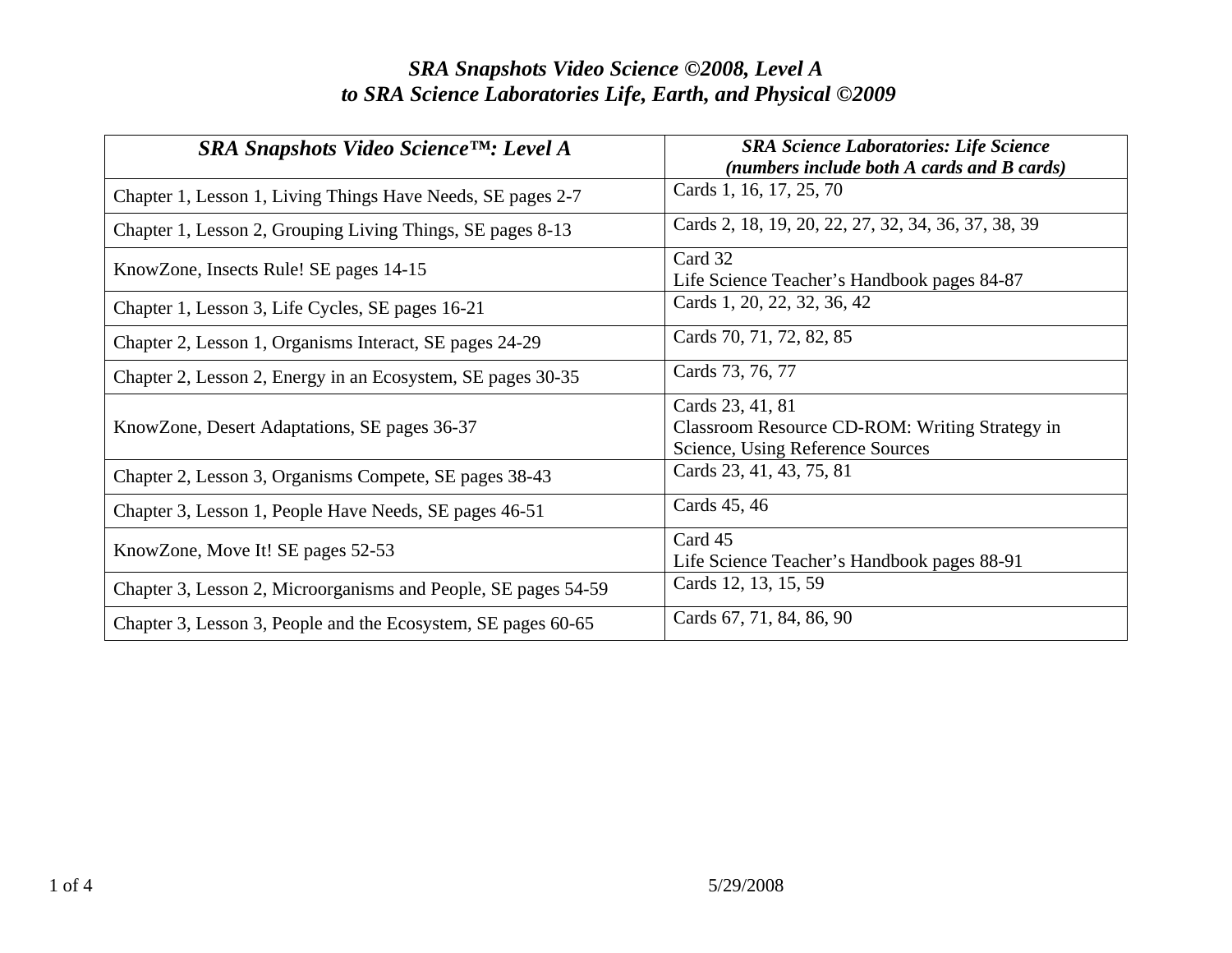# *SRA Snapshots Video Science ©2008, Level A*
# *to SRA Science Laboratories Life, Earth, and Physical ©2009*

| ***SRA Snapshots Video Science™: Level A*** | ***SRA Science Laboratories: Life Science (numbers include both A cards and B cards)*** |
|---|---|
| Chapter 1, Lesson 1, Living Things Have Needs, SE pages 2-7 | Cards 1, 16, 17, 25, 70 |
| Chapter 1, Lesson 2, Grouping Living Things, SE pages 8-13 | Cards 2, 18, 19, 20, 22, 27, 32, 34, 36, 37, 38, 39 |
| KnowZone, Insects Rule! SE pages 14-15 | Card 32<br>Life Science Teacher's Handbook pages 84-87 |
| Chapter 1, Lesson 3, Life Cycles, SE pages 16-21 | Cards 1, 20, 22, 32, 36, 42 |
| Chapter 2, Lesson 1, Organisms Interact, SE pages 24-29 | Cards 70, 71, 72, 82, 85 |
| Chapter 2, Lesson 2, Energy in an Ecosystem, SE pages 30-35 | Cards 73, 76, 77 |
| KnowZone, Desert Adaptations, SE pages 36-37 | Cards 23, 41, 81<br>Classroom Resource CD-ROM: Writing Strategy in Science, Using Reference Sources |
| Chapter 2, Lesson 3, Organisms Compete, SE pages 38-43 | Cards 23, 41, 43, 75, 81 |
| Chapter 3, Lesson 1, People Have Needs, SE pages 46-51 | Cards 45, 46 |
| KnowZone, Move It! SE pages 52-53 | Card 45<br>Life Science Teacher's Handbook pages 88-91 |
| Chapter 3, Lesson 2, Microorganisms and People, SE pages 54-59 | Cards 12, 13, 15, 59 |
| Chapter 3, Lesson 3, People and the Ecosystem, SE pages 60-65 | Cards 67, 71, 84, 86, 90 |

5/29/2008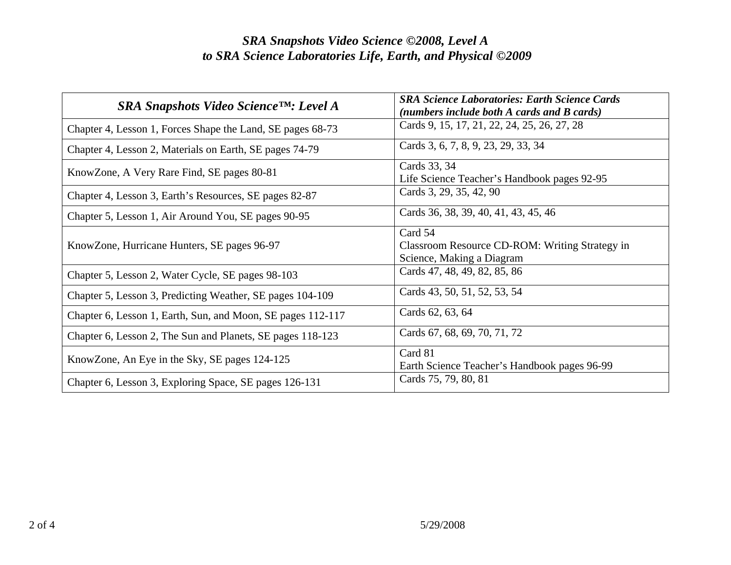*SRA Snapshots Video Science ©2008, Level A*
*to SRA Science Laboratories Life, Earth, and Physical ©2009*

| *SRA Snapshots Video Science™: Level A* | *SRA Science Laboratories: Earth Science Cards (numbers include both A cards and B cards)* |
|---|---|
| Chapter 4, Lesson 1, Forces Shape the Land, SE pages 68-73 | Cards 9, 15, 17, 21, 22, 24, 25, 26, 27, 28 |
| Chapter 4, Lesson 2, Materials on Earth, SE pages 74-79 | Cards 3, 6, 7, 8, 9, 23, 29, 33, 34 |
| KnowZone, A Very Rare Find, SE pages 80-81 | Cards 33, 34<br>Life Science Teacher's Handbook pages 92-95 |
| Chapter 4, Lesson 3, Earth's Resources, SE pages 82-87 | Cards 3, 29, 35, 42, 90 |
| Chapter 5, Lesson 1, Air Around You, SE pages 90-95 | Cards 36, 38, 39, 40, 41, 43, 45, 46 |
| KnowZone, Hurricane Hunters, SE pages 96-97 | Card 54<br>Classroom Resource CD-ROM: Writing Strategy in Science, Making a Diagram |
| Chapter 5, Lesson 2, Water Cycle, SE pages 98-103 | Cards 47, 48, 49, 82, 85, 86 |
| Chapter 5, Lesson 3, Predicting Weather, SE pages 104-109 | Cards 43, 50, 51, 52, 53, 54 |
| Chapter 6, Lesson 1, Earth, Sun, and Moon, SE pages 112-117 | Cards 62, 63, 64 |
| Chapter 6, Lesson 2, The Sun and Planets, SE pages 118-123 | Cards 67, 68, 69, 70, 71, 72 |
| KnowZone, An Eye in the Sky, SE pages 124-125 | Card 81<br>Earth Science Teacher's Handbook pages 96-99 |
| Chapter 6, Lesson 3, Exploring Space, SE pages 126-131 | Cards 75, 79, 80, 81 |

5/29/2008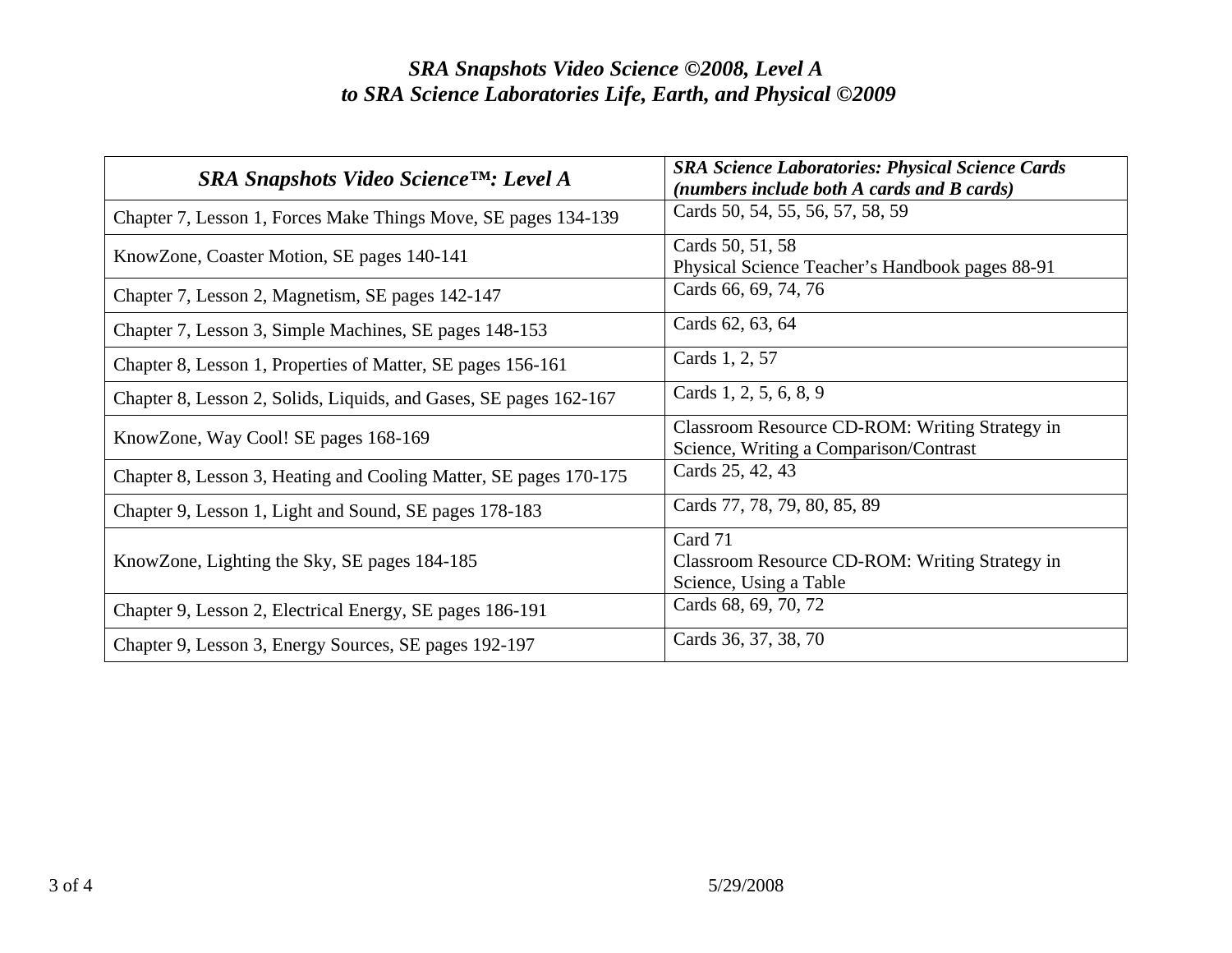*SRA Snapshots Video Science ©2008, Level A*
*to SRA Science Laboratories Life, Earth, and Physical ©2009*

| *SRA Snapshots Video Science™: Level A* | *SRA Science Laboratories: Physical Science Cards (numbers include both A cards and B cards)* |
|---|---|
| Chapter 7, Lesson 1, Forces Make Things Move, SE pages 134-139 | Cards 50, 54, 55, 56, 57, 58, 59 |
| KnowZone, Coaster Motion, SE pages 140-141 | Cards 50, 51, 58<br>Physical Science Teacher's Handbook pages 88-91 |
| Chapter 7, Lesson 2, Magnetism, SE pages 142-147 | Cards 66, 69, 74, 76 |
| Chapter 7, Lesson 3, Simple Machines, SE pages 148-153 | Cards 62, 63, 64 |
| Chapter 8, Lesson 1, Properties of Matter, SE pages 156-161 | Cards 1, 2, 57 |
| Chapter 8, Lesson 2, Solids, Liquids, and Gases, SE pages 162-167 | Cards 1, 2, 5, 6, 8, 9 |
| KnowZone, Way Cool! SE pages 168-169 | Classroom Resource CD-ROM: Writing Strategy in Science, Writing a Comparison/Contrast |
| Chapter 8, Lesson 3, Heating and Cooling Matter, SE pages 170-175 | Cards 25, 42, 43 |
| Chapter 9, Lesson 1, Light and Sound, SE pages 178-183 | Cards 77, 78, 79, 80, 85, 89 |
| KnowZone, Lighting the Sky, SE pages 184-185 | Card 71<br>Classroom Resource CD-ROM: Writing Strategy in Science, Using a Table |
| Chapter 9, Lesson 2, Electrical Energy, SE pages 186-191 | Cards 68, 69, 70, 72 |
| Chapter 9, Lesson 3, Energy Sources, SE pages 192-197 | Cards 36, 37, 38, 70 |

5/29/2008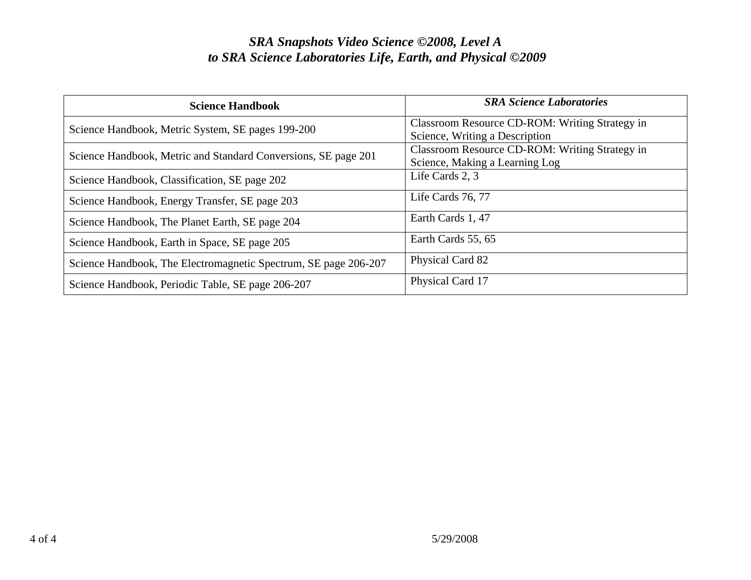# *SRA Snapshots Video Science ©2008, Level A to SRA Science Laboratories Life, Earth, and Physical ©2009*

| **Science Handbook** | ***SRA Science Laboratories*** |
|---|---|
| Science Handbook, Metric System, SE pages 199-200 | Classroom Resource CD-ROM: Writing Strategy in Science, Writing a Description |
| Science Handbook, Metric and Standard Conversions, SE page 201 | Classroom Resource CD-ROM: Writing Strategy in Science, Making a Learning Log |
| Science Handbook, Classification, SE page 202 | Life Cards 2, 3 |
| Science Handbook, Energy Transfer, SE page 203 | Life Cards 76, 77 |
| Science Handbook, The Planet Earth, SE page 204 | Earth Cards 1, 47 |
| Science Handbook, Earth in Space, SE page 205 | Earth Cards 55, 65 |
| Science Handbook, The Electromagnetic Spectrum, SE page 206-207 | Physical Card 82 |
| Science Handbook, Periodic Table, SE page 206-207 | Physical Card 17 |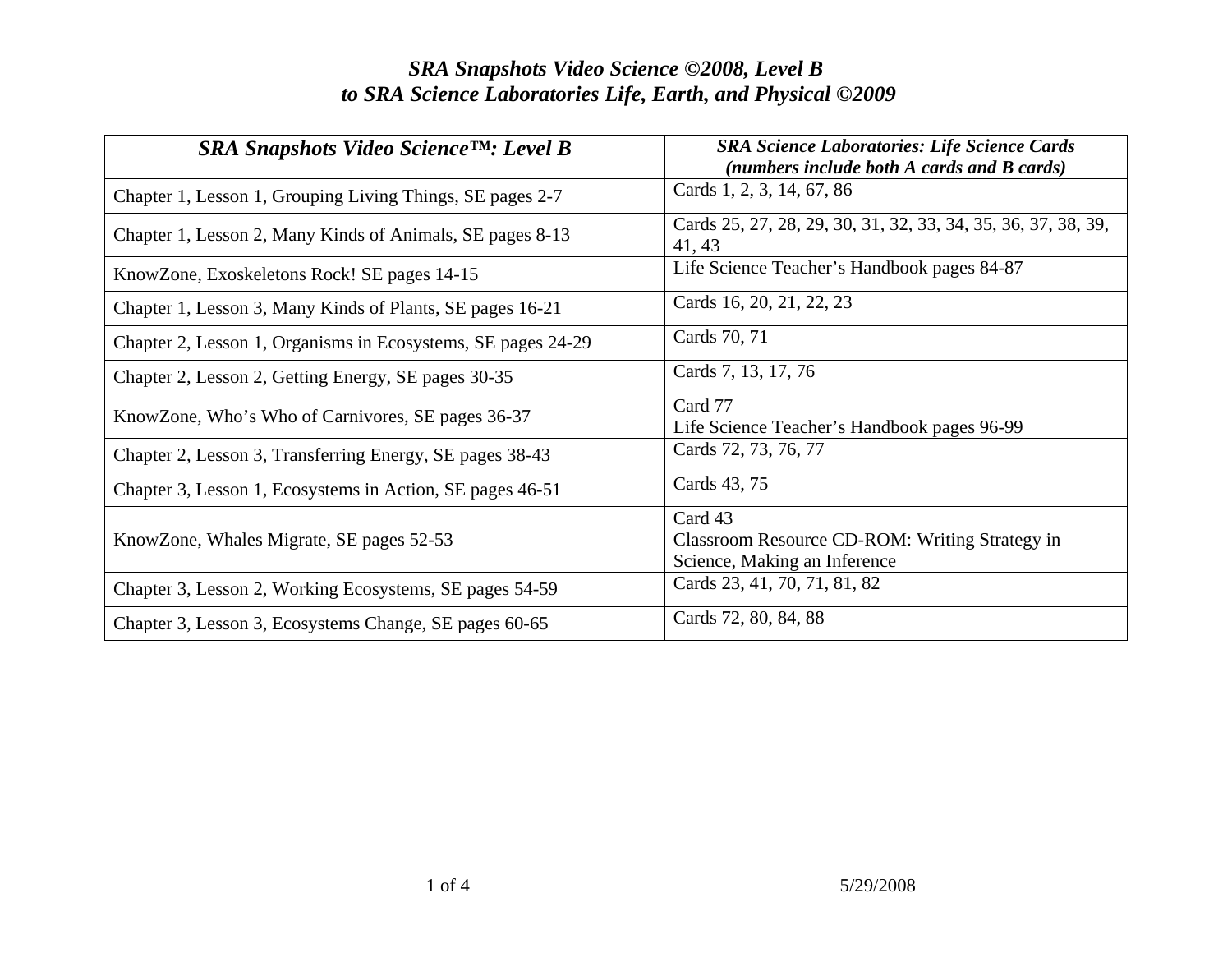# *SRA Snapshots Video Science ©2008, Level B*
# *to SRA Science Laboratories Life, Earth, and Physical ©2009*

| *SRA Snapshots Video Science™: Level B* | *SRA Science Laboratories: Life Science Cards (numbers include both A cards and B cards)* |
|---|---|
| Chapter 1, Lesson 1, Grouping Living Things, SE pages 2-7 | Cards 1, 2, 3, 14, 67, 86 |
| Chapter 1, Lesson 2, Many Kinds of Animals, SE pages 8-13 | Cards 25, 27, 28, 29, 30, 31, 32, 33, 34, 35, 36, 37, 38, 39, 41, 43 |
| KnowZone, Exoskeletons Rock! SE pages 14-15 | Life Science Teacher's Handbook pages 84-87 |
| Chapter 1, Lesson 3, Many Kinds of Plants, SE pages 16-21 | Cards 16, 20, 21, 22, 23 |
| Chapter 2, Lesson 1, Organisms in Ecosystems, SE pages 24-29 | Cards 70, 71 |
| Chapter 2, Lesson 2, Getting Energy, SE pages 30-35 | Cards 7, 13, 17, 76 |
| KnowZone, Who's Who of Carnivores, SE pages 36-37 | Card 77<br>Life Science Teacher's Handbook pages 96-99 |
| Chapter 2, Lesson 3, Transferring Energy, SE pages 38-43 | Cards 72, 73, 76, 77 |
| Chapter 3, Lesson 1, Ecosystems in Action, SE pages 46-51 | Cards 43, 75 |
| KnowZone, Whales Migrate, SE pages 52-53 | Card 43<br>Classroom Resource CD-ROM: Writing Strategy in Science, Making an Inference |
| Chapter 3, Lesson 2, Working Ecosystems, SE pages 54-59 | Cards 23, 41, 70, 71, 81, 82 |
| Chapter 3, Lesson 3, Ecosystems Change, SE pages 60-65 | Cards 72, 80, 84, 88 |

5/29/2008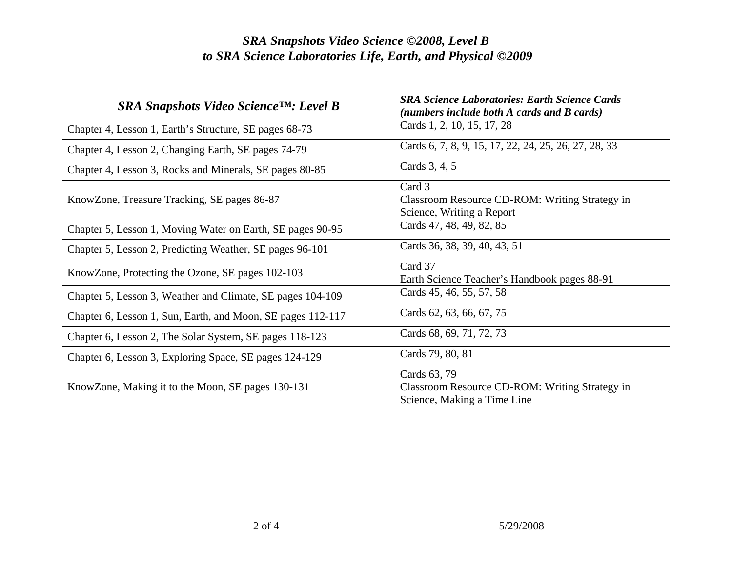## *SRA Snapshots Video Science ©2008, Level B to SRA Science Laboratories Life, Earth, and Physical ©2009*

| *SRA Snapshots Video Science™: Level B* | *SRA Science Laboratories: Earth Science Cards (numbers include both A cards and B cards)* |
|---|---|
| Chapter 4, Lesson 1, Earth's Structure, SE pages 68-73 | Cards 1, 2, 10, 15, 17, 28 |
| Chapter 4, Lesson 2, Changing Earth, SE pages 74-79 | Cards 6, 7, 8, 9, 15, 17, 22, 24, 25, 26, 27, 28, 33 |
| Chapter 4, Lesson 3, Rocks and Minerals, SE pages 80-85 | Cards 3, 4, 5 |
| KnowZone, Treasure Tracking, SE pages 86-87 | Card 3<br>Classroom Resource CD-ROM: Writing Strategy in Science, Writing a Report |
| Chapter 5, Lesson 1, Moving Water on Earth, SE pages 90-95 | Cards 47, 48, 49, 82, 85 |
| Chapter 5, Lesson 2, Predicting Weather, SE pages 96-101 | Cards 36, 38, 39, 40, 43, 51 |
| KnowZone, Protecting the Ozone, SE pages 102-103 | Card 37<br>Earth Science Teacher's Handbook pages 88-91 |
| Chapter 5, Lesson 3, Weather and Climate, SE pages 104-109 | Cards 45, 46, 55, 57, 58 |
| Chapter 6, Lesson 1, Sun, Earth, and Moon, SE pages 112-117 | Cards 62, 63, 66, 67, 75 |
| Chapter 6, Lesson 2, The Solar System, SE pages 118-123 | Cards 68, 69, 71, 72, 73 |
| Chapter 6, Lesson 3, Exploring Space, SE pages 124-129 | Cards 79, 80, 81 |
| KnowZone, Making it to the Moon, SE pages 130-131 | Cards 63, 79<br>Classroom Resource CD-ROM: Writing Strategy in Science, Making a Time Line |

5/29/2008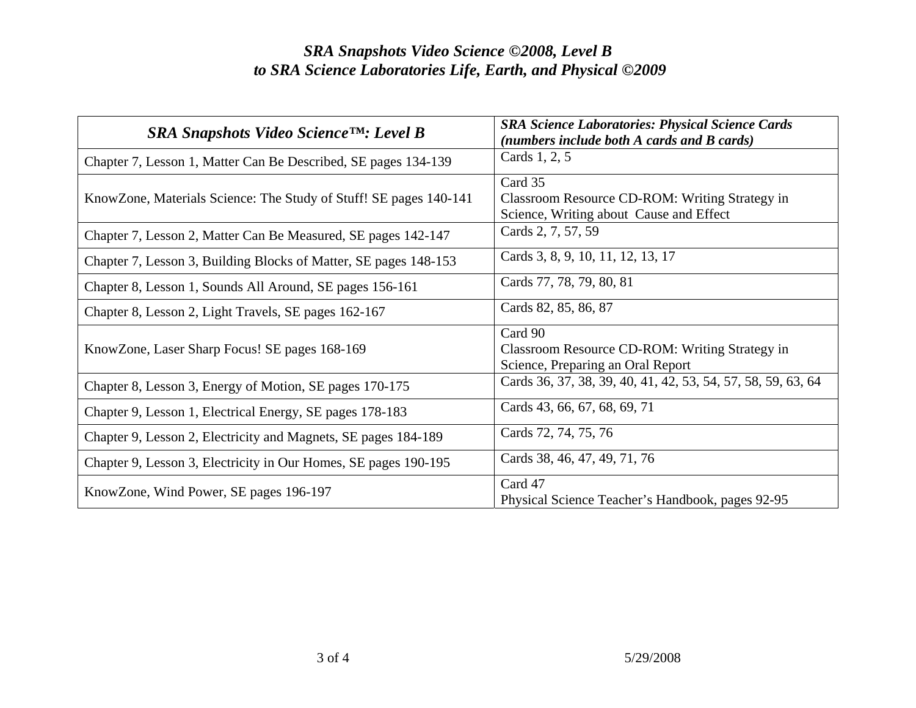# *SRA Snapshots Video Science ©2008, Level B*
# *to SRA Science Laboratories Life, Earth, and Physical ©2009*

| *SRA Snapshots Video Science™: Level B* | ***SRA Science Laboratories: Physical Science Cards (numbers include both A cards and B cards)*** |
|---|---|
| Chapter 7, Lesson 1, Matter Can Be Described, SE pages 134-139 | Cards 1, 2, 5 |
| KnowZone, Materials Science: The Study of Stuff! SE pages 140-141 | Card 35<br>Classroom Resource CD-ROM: Writing Strategy in Science, Writing about Cause and Effect |
| Chapter 7, Lesson 2, Matter Can Be Measured, SE pages 142-147 | Cards 2, 7, 57, 59 |
| Chapter 7, Lesson 3, Building Blocks of Matter, SE pages 148-153 | Cards 3, 8, 9, 10, 11, 12, 13, 17 |
| Chapter 8, Lesson 1, Sounds All Around, SE pages 156-161 | Cards 77, 78, 79, 80, 81 |
| Chapter 8, Lesson 2, Light Travels, SE pages 162-167 | Cards 82, 85, 86, 87 |
| KnowZone, Laser Sharp Focus! SE pages 168-169 | Card 90<br>Classroom Resource CD-ROM: Writing Strategy in Science, Preparing an Oral Report |
| Chapter 8, Lesson 3, Energy of Motion, SE pages 170-175 | Cards 36, 37, 38, 39, 40, 41, 42, 53, 54, 57, 58, 59, 63, 64 |
| Chapter 9, Lesson 1, Electrical Energy, SE pages 178-183 | Cards 43, 66, 67, 68, 69, 71 |
| Chapter 9, Lesson 2, Electricity and Magnets, SE pages 184-189 | Cards 72, 74, 75, 76 |
| Chapter 9, Lesson 3, Electricity in Our Homes, SE pages 190-195 | Cards 38, 46, 47, 49, 71, 76 |
| KnowZone, Wind Power, SE pages 196-197 | Card 47<br>Physical Science Teacher's Handbook, pages 92-95 |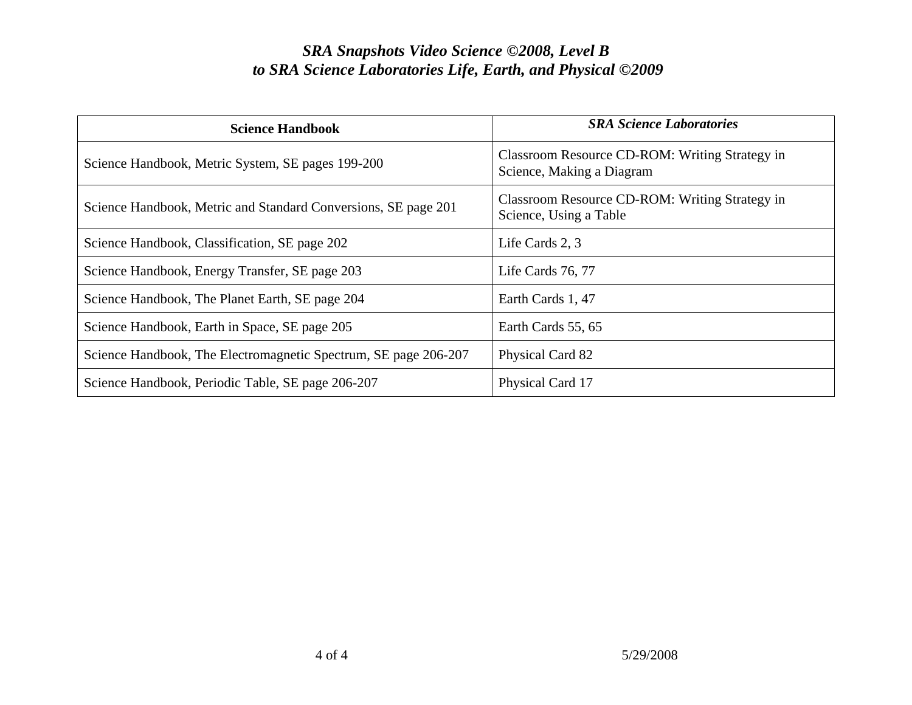# *SRA Snapshots Video Science ©2008, Level B to SRA Science Laboratories Life, Earth, and Physical ©2009*

| Science Handbook | *SRA Science Laboratories* |
| --- | --- |
| Science Handbook, Metric System, SE pages 199-200 | Classroom Resource CD-ROM: Writing Strategy in Science, Making a Diagram |
| Science Handbook, Metric and Standard Conversions, SE page 201 | Classroom Resource CD-ROM: Writing Strategy in Science, Using a Table |
| Science Handbook, Classification, SE page 202 | Life Cards 2, 3 |
| Science Handbook, Energy Transfer, SE page 203 | Life Cards 76, 77 |
| Science Handbook, The Planet Earth, SE page 204 | Earth Cards 1, 47 |
| Science Handbook, Earth in Space, SE page 205 | Earth Cards 55, 65 |
| Science Handbook, The Electromagnetic Spectrum, SE page 206-207 | Physical Card 82 |
| Science Handbook, Periodic Table, SE page 206-207 | Physical Card 17 |

5/29/2008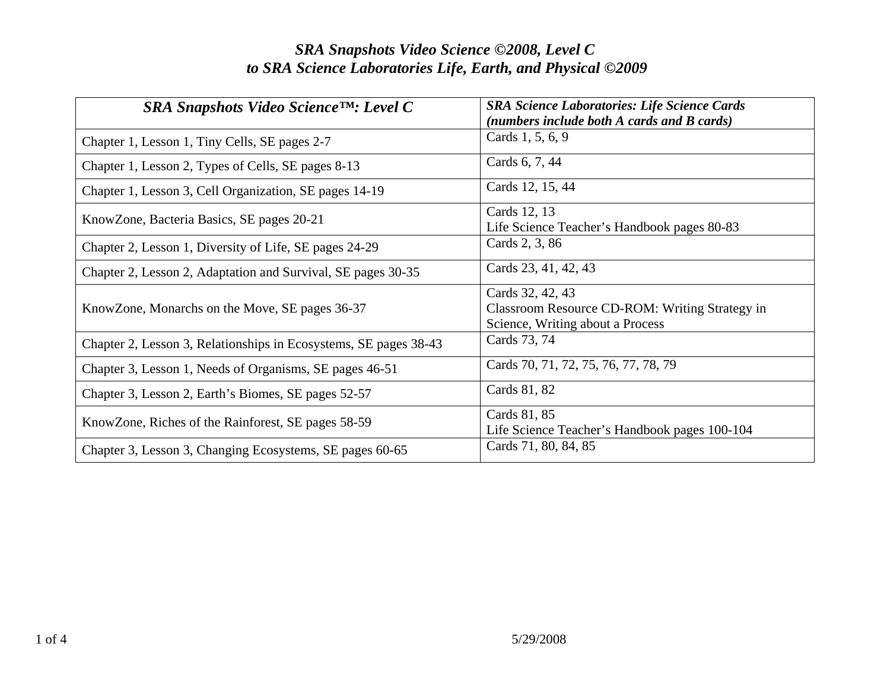# *SRA Snapshots Video Science ©2008, Level C*
# *to SRA Science Laboratories Life, Earth, and Physical ©2009*

| ***SRA Snapshots Video Science™: Level C*** | ***SRA Science Laboratories: Life Science Cards (numbers include both A cards and B cards)*** |
|---|---|
| Chapter 1, Lesson 1, Tiny Cells, SE pages 2-7 | Cards 1, 5, 6, 9 |
| Chapter 1, Lesson 2, Types of Cells, SE pages 8-13 | Cards 6, 7, 44 |
| Chapter 1, Lesson 3, Cell Organization, SE pages 14-19 | Cards 12, 15, 44 |
| KnowZone, Bacteria Basics, SE pages 20-21 | Cards 12, 13<br>Life Science Teacher's Handbook pages 80-83 |
| Chapter 2, Lesson 1, Diversity of Life, SE pages 24-29 | Cards 2, 3, 86 |
| Chapter 2, Lesson 2, Adaptation and Survival, SE pages 30-35 | Cards 23, 41, 42, 43 |
| KnowZone, Monarchs on the Move, SE pages 36-37 | Cards 32, 42, 43<br>Classroom Resource CD-ROM: Writing Strategy in Science, Writing about a Process |
| Chapter 2, Lesson 3, Relationships in Ecosystems, SE pages 38-43 | Cards 73, 74 |
| Chapter 3, Lesson 1, Needs of Organisms, SE pages 46-51 | Cards 70, 71, 72, 75, 76, 77, 78, 79 |
| Chapter 3, Lesson 2, Earth's Biomes, SE pages 52-57 | Cards 81, 82 |
| KnowZone, Riches of the Rainforest, SE pages 58-59 | Cards 81, 85<br>Life Science Teacher's Handbook pages 100-104 |
| Chapter 3, Lesson 3, Changing Ecosystems, SE pages 60-65 | Cards 71, 80, 84, 85 |

5/29/2008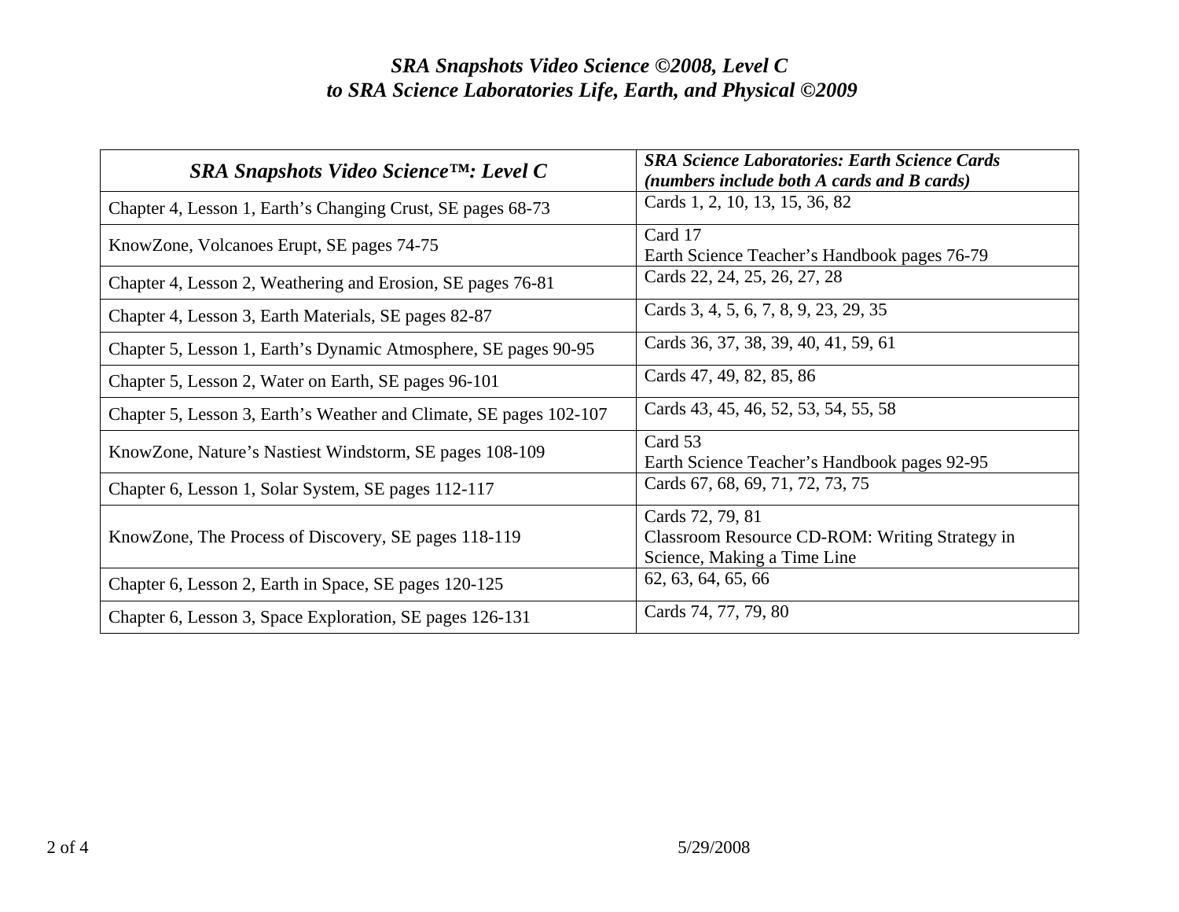### *SRA Snapshots Video Science ©2008, Level C*
### *to SRA Science Laboratories Life, Earth, and Physical ©2009*

| *SRA Snapshots Video Science™: Level C* | ***SRA Science Laboratories: Earth Science Cards (numbers include both A cards and B cards)*** |
|---|---|
| Chapter 4, Lesson 1, Earth's Changing Crust, SE pages 68-73 | Cards 1, 2, 10, 13, 15, 36, 82 |
| KnowZone, Volcanoes Erupt, SE pages 74-75 | Card 17<br>Earth Science Teacher's Handbook pages 76-79 |
| Chapter 4, Lesson 2, Weathering and Erosion, SE pages 76-81 | Cards 22, 24, 25, 26, 27, 28 |
| Chapter 4, Lesson 3, Earth Materials, SE pages 82-87 | Cards 3, 4, 5, 6, 7, 8, 9, 23, 29, 35 |
| Chapter 5, Lesson 1, Earth's Dynamic Atmosphere, SE pages 90-95 | Cards 36, 37, 38, 39, 40, 41, 59, 61 |
| Chapter 5, Lesson 2, Water on Earth, SE pages 96-101 | Cards 47, 49, 82, 85, 86 |
| Chapter 5, Lesson 3, Earth's Weather and Climate, SE pages 102-107 | Cards 43, 45, 46, 52, 53, 54, 55, 58 |
| KnowZone, Nature's Nastiest Windstorm, SE pages 108-109 | Card 53<br>Earth Science Teacher's Handbook pages 92-95 |
| Chapter 6, Lesson 1, Solar System, SE pages 112-117 | Cards 67, 68, 69, 71, 72, 73, 75 |
| KnowZone, The Process of Discovery, SE pages 118-119 | Cards 72, 79, 81<br>Classroom Resource CD-ROM: Writing Strategy in Science, Making a Time Line |
| Chapter 6, Lesson 2, Earth in Space, SE pages 120-125 | 62, 63, 64, 65, 66 |
| Chapter 6, Lesson 3, Space Exploration, SE pages 126-131 | Cards 74, 77, 79, 80 |

5/29/2008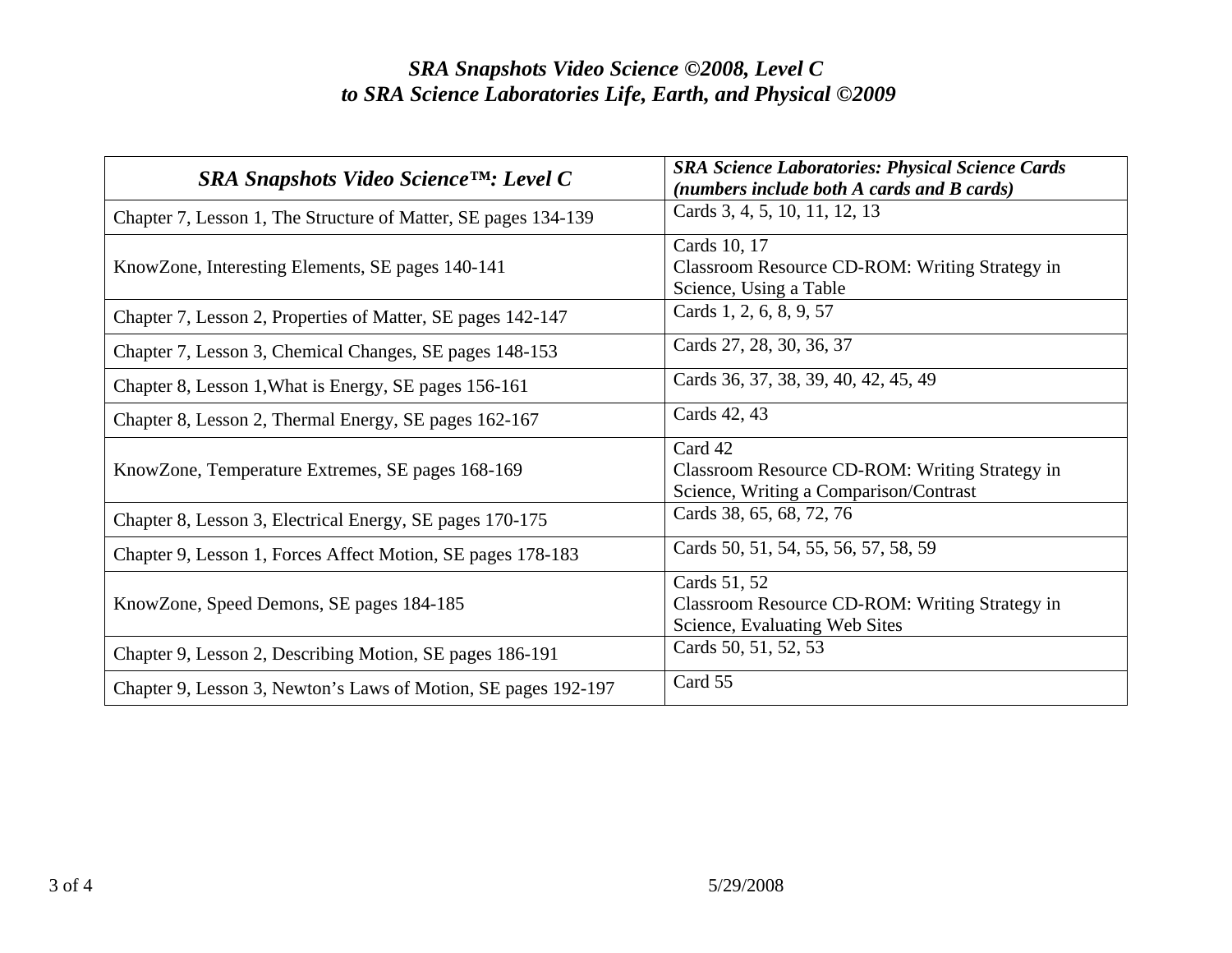*SRA Snapshots Video Science ©2008, Level C*
*to SRA Science Laboratories Life, Earth, and Physical ©2009*

| ***SRA Snapshots Video Science™: Level C*** | ***SRA Science Laboratories: Physical Science Cards (numbers include both A cards and B cards)*** |
|---|---|
| Chapter 7, Lesson 1, The Structure of Matter, SE pages 134-139 | Cards 3, 4, 5, 10, 11, 12, 13 |
| KnowZone, Interesting Elements, SE pages 140-141 | Cards 10, 17<br>Classroom Resource CD-ROM: Writing Strategy in Science, Using a Table |
| Chapter 7, Lesson 2, Properties of Matter, SE pages 142-147 | Cards 1, 2, 6, 8, 9, 57 |
| Chapter 7, Lesson 3, Chemical Changes, SE pages 148-153 | Cards 27, 28, 30, 36, 37 |
| Chapter 8, Lesson 1,What is Energy, SE pages 156-161 | Cards 36, 37, 38, 39, 40, 42, 45, 49 |
| Chapter 8, Lesson 2, Thermal Energy, SE pages 162-167 | Cards 42, 43 |
| KnowZone, Temperature Extremes, SE pages 168-169 | Card 42<br>Classroom Resource CD-ROM: Writing Strategy in Science, Writing a Comparison/Contrast |
| Chapter 8, Lesson 3, Electrical Energy, SE pages 170-175 | Cards 38, 65, 68, 72, 76 |
| Chapter 9, Lesson 1, Forces Affect Motion, SE pages 178-183 | Cards 50, 51, 54, 55, 56, 57, 58, 59 |
| KnowZone, Speed Demons, SE pages 184-185 | Cards 51, 52<br>Classroom Resource CD-ROM: Writing Strategy in Science, Evaluating Web Sites |
| Chapter 9, Lesson 2, Describing Motion, SE pages 186-191 | Cards 50, 51, 52, 53 |
| Chapter 9, Lesson 3, Newton's Laws of Motion, SE pages 192-197 | Card 55 |

5/29/2008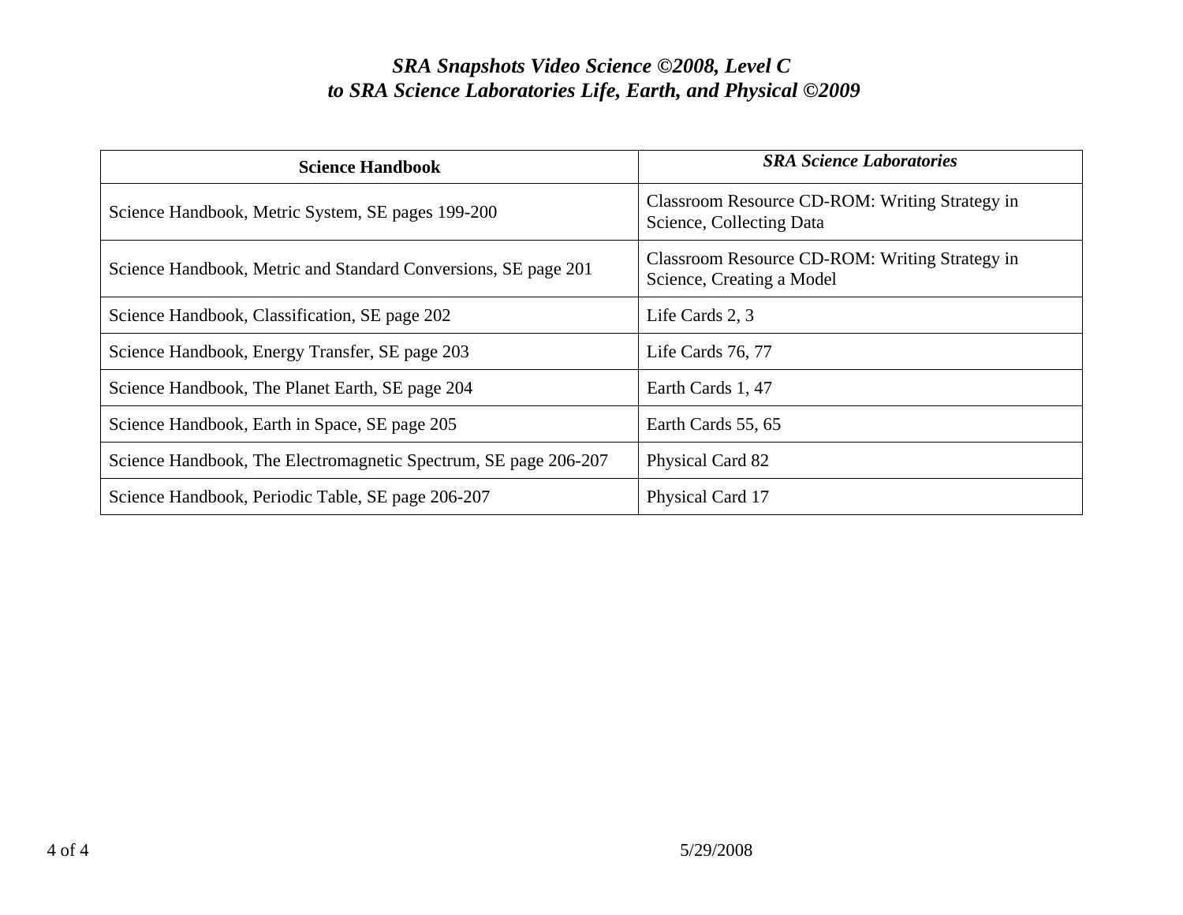# *SRA Snapshots Video Science ©2008, Level C*
# *to SRA Science Laboratories Life, Earth, and Physical ©2009*

| **Science Handbook** | ***SRA Science Laboratories*** |
|---|---|
| Science Handbook, Metric System, SE pages 199-200 | Classroom Resource CD-ROM: Writing Strategy in Science, Collecting Data |
| Science Handbook, Metric and Standard Conversions, SE page 201 | Classroom Resource CD-ROM: Writing Strategy in Science, Creating a Model |
| Science Handbook, Classification, SE page 202 | Life Cards 2, 3 |
| Science Handbook, Energy Transfer, SE page 203 | Life Cards 76, 77 |
| Science Handbook, The Planet Earth, SE page 204 | Earth Cards 1, 47 |
| Science Handbook, Earth in Space, SE page 205 | Earth Cards 55, 65 |
| Science Handbook, The Electromagnetic Spectrum, SE page 206-207 | Physical Card 82 |
| Science Handbook, Periodic Table, SE page 206-207 | Physical Card 17 |

5/29/2008